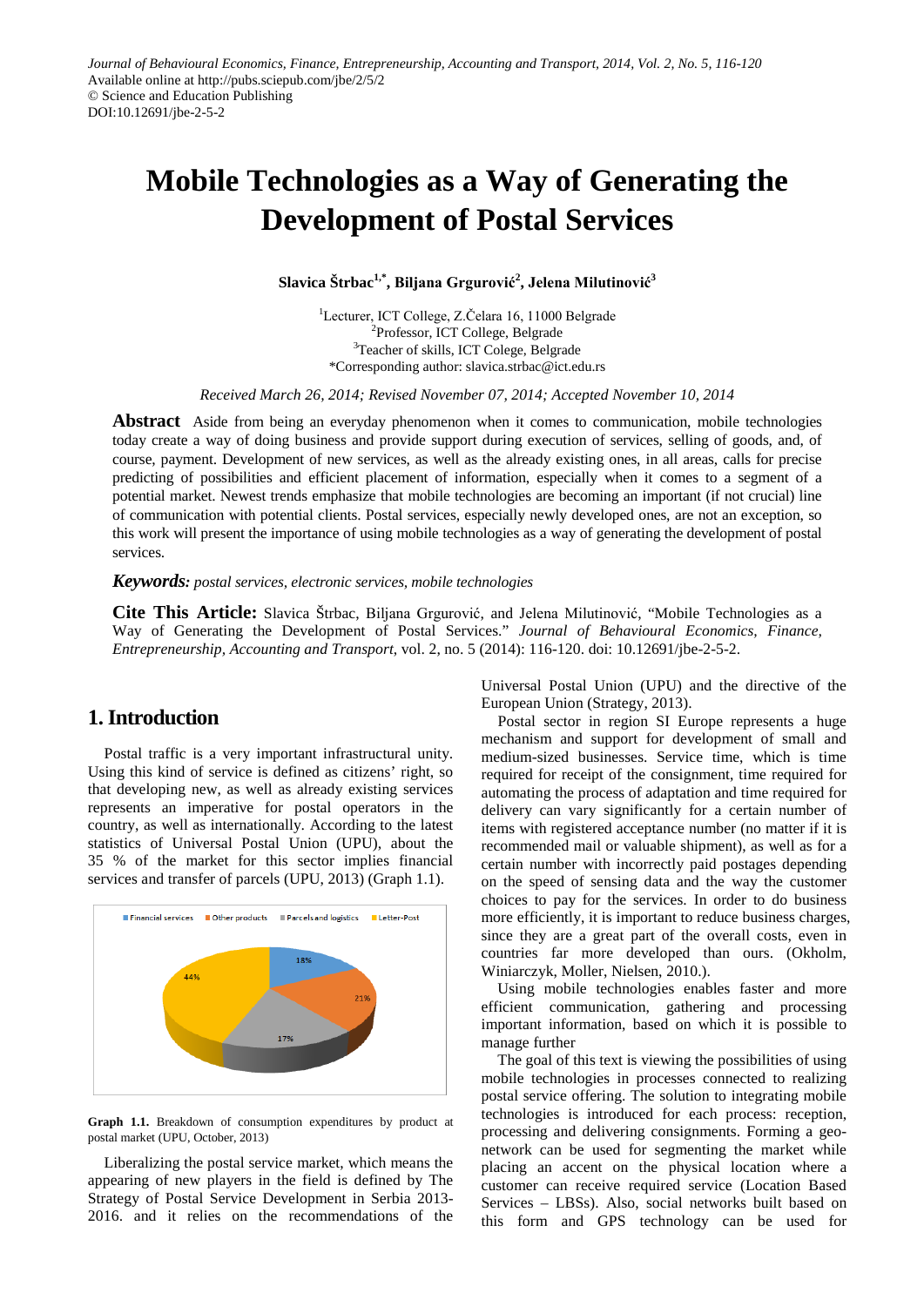Journal of Behavioural Economics, Finance, Entrepreneurship, Accounting and Transport, 2014, Vol. 2, No. 5, 116-120
Available online at http://pubs.sciepub.com/jbe/2/5/2
© Science and Education Publishing
DOI:10.12691/jbe-2-5-2

# Mobile Technologies as a Way of Generating the Development of Postal Services

**Slavica Štrbac[1,*], Biljana Grgurović[2], Jelena Milutinović[3]**

[1]Lecturer, ICT College, Z.Čelara 16, 11000 Belgrade
[2]Professor, ICT College, Belgrade
[3]Teacher of skills, ICT Colege, Belgrade
*Corresponding author: slavica.strbac@ict.edu.rs

*Received March 26, 2014; Revised November 07, 2014; Accepted November 10, 2014*

**Abstract** Aside from being an everyday phenomenon when it comes to communication, mobile technologies today create a way of doing business and provide support during execution of services, selling of goods, and, of course, payment. Development of new services, as well as the already existing ones, in all areas, calls for precise predicting of possibilities and efficient placement of information, especially when it comes to a segment of a potential market. Newest trends emphasize that mobile technologies are becoming an important (if not crucial) line of communication with potential clients. Postal services, especially newly developed ones, are not an exception, so this work will present the importance of using mobile technologies as a way of generating the development of postal services.

***Keywords:*** *postal services, electronic services, mobile technologies*

**Cite This Article:** Slavica Štrbac, Biljana Grgurović, and Jelena Milutinović, "Mobile Technologies as a Way of Generating the Development of Postal Services." *Journal of Behavioural Economics, Finance, Entrepreneurship, Accounting and Transport*, vol. 2, no. 5 (2014): 116-120. doi: 10.12691/jbe-2-5-2.

## 1. Introduction

Postal traffic is a very important infrastructural unity. Using this kind of service is defined as citizens' right, so that developing new, as well as already existing services represents an imperative for postal operators in the country, as well as internationally. According to the latest statistics of Universal Postal Union (UPU), about the 35 % of the market for this sector implies financial services and transfer of parcels (UPU, 2013) (Graph 1.1).

Financial services: 18% | Other products: 21% | Parcels and logistics: 17% | Letter-Post: 44%

**Graph 1.1.** Breakdown of consumption expenditures by product at postal market (UPU, October, 2013)

Liberalizing the postal service market, which means the appearing of new players in the field is defined by The Strategy of Postal Service Development in Serbia 2013-2016. and it relies on the recommendations of the Universal Postal Union (UPU) and the directive of the European Union (Strategy, 2013).

Postal sector in region SI Europe represents a huge mechanism and support for development of small and medium-sized businesses. Service time, which is time required for receipt of the consignment, time required for automating the process of adaptation and time required for delivery can vary significantly for a certain number of items with registered acceptance number (no matter if it is recommended mail or valuable shipment), as well as for a certain number with incorrectly paid postages depending on the speed of sensing data and the way the customer choices to pay for the services. In order to do business more efficiently, it is important to reduce business charges, since they are a great part of the overall costs, even in countries far more developed than ours. (Okholm, Winiarczyk, Moller, Nielsen, 2010.).

Using mobile technologies enables faster and more efficient communication, gathering and processing important information, based on which it is possible to manage further

The goal of this text is viewing the possibilities of using mobile technologies in processes connected to realizing postal service offering. The solution to integrating mobile technologies is introduced for each process: reception, processing and delivering consignments. Forming a geo-network can be used for segmenting the market while placing an accent on the physical location where a customer can receive required service (Location Based Services – LBSs). Also, social networks built based on this form and GPS technology can be used for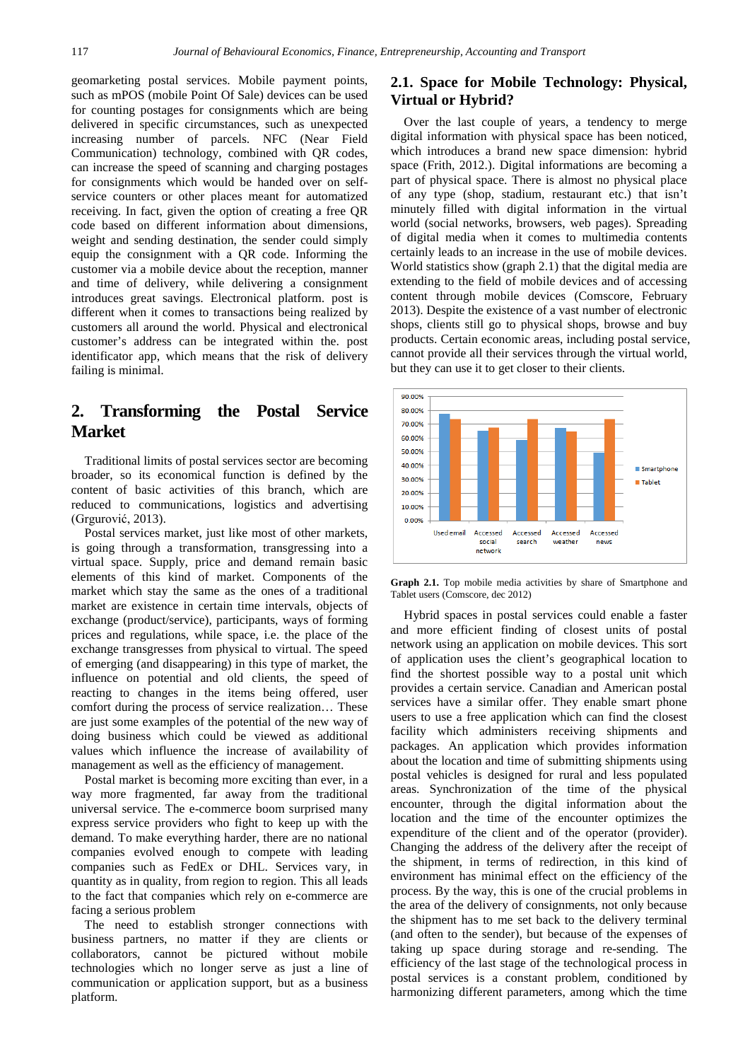geomarketing postal services. Mobile payment points, such as mPOS (mobile Point Of Sale) devices can be used for counting postages for consignments which are being delivered in specific circumstances, such as unexpected increasing number of parcels. NFC (Near Field Communication) technology, combined with QR codes, can increase the speed of scanning and charging postages for consignments which would be handed over on self-service counters or other places meant for automatized receiving. In fact, given the option of creating a free QR code based on different information about dimensions, weight and sending destination, the sender could simply equip the consignment with a QR code. Informing the customer via a mobile device about the reception, manner and time of delivery, while delivering a consignment introduces great savings. Electronical platform. post is different when it comes to transactions being realized by customers all around the world. Physical and electronical customer's address can be integrated within the. post identificator app, which means that the risk of delivery failing is minimal.

## 2. Transforming the Postal Service Market

Traditional limits of postal services sector are becoming broader, so its economical function is defined by the content of basic activities of this branch, which are reduced to communications, logistics and advertising (Grgurović, 2013).

Postal services market, just like most of other markets, is going through a transformation, transgressing into a virtual space. Supply, price and demand remain basic elements of this kind of market. Components of the market which stay the same as the ones of a traditional market are existence in certain time intervals, objects of exchange (product/service), participants, ways of forming prices and regulations, while space, i.e. the place of the exchange transgresses from physical to virtual. The speed of emerging (and disappearing) in this type of market, the influence on potential and old clients, the speed of reacting to changes in the items being offered, user comfort during the process of service realization… These are just some examples of the potential of the new way of doing business which could be viewed as additional values which influence the increase of availability of management as well as the efficiency of management.

Postal market is becoming more exciting than ever, in a way more fragmented, far away from the traditional universal service. The e-commerce boom surprised many express service providers who fight to keep up with the demand. To make everything harder, there are no national companies evolved enough to compete with leading companies such as FedEx or DHL. Services vary, in quantity as in quality, from region to region. This all leads to the fact that companies which rely on e-commerce are facing a serious problem

The need to establish stronger connections with business partners, no matter if they are clients or collaborators, cannot be pictured without mobile technologies which no longer serve as just a line of communication or application support, but as a business platform.

### 2.1. Space for Mobile Technology: Physical, Virtual or Hybrid?

Over the last couple of years, a tendency to merge digital information with physical space has been noticed, which introduces a brand new space dimension: hybrid space (Frith, 2012.). Digital informations are becoming a part of physical space. There is almost no physical place of any type (shop, stadium, restaurant etc.) that isn't minutely filled with digital information in the virtual world (social networks, browsers, web pages). Spreading of digital media when it comes to multimedia contents certainly leads to an increase in the use of mobile devices. World statistics show (graph 2.1) that the digital media are extending to the field of mobile devices and of accessing content through mobile devices (Comscore, February 2013). Despite the existence of a vast number of electronic shops, clients still go to physical shops, browse and buy products. Certain economic areas, including postal service, cannot provide all their services through the virtual world, but they can use it to get closer to their clients.

**Graph 2.1.** Top mobile media activities by share of Smartphone and Tablet users (Comscore, dec 2012)

Hybrid spaces in postal services could enable a faster and more efficient finding of closest units of postal network using an application on mobile devices. This sort of application uses the client's geographical location to find the shortest possible way to a postal unit which provides a certain service. Canadian and American postal services have a similar offer. They enable smart phone users to use a free application which can find the closest facility which administers receiving shipments and packages. An application which provides information about the location and time of submitting shipments using postal vehicles is designed for rural and less populated areas. Synchronization of the time of the physical encounter, through the digital information about the location and the time of the encounter optimizes the expenditure of the client and of the operator (provider). Changing the address of the delivery after the receipt of the shipment, in terms of redirection, in this kind of environment has minimal effect on the efficiency of the process. By the way, this is one of the crucial problems in the area of the delivery of consignments, not only because the shipment has to me set back to the delivery terminal (and often to the sender), but because of the expenses of taking up space during storage and re-sending. The efficiency of the last stage of the technological process in postal services is a constant problem, conditioned by harmonizing different parameters, among which the time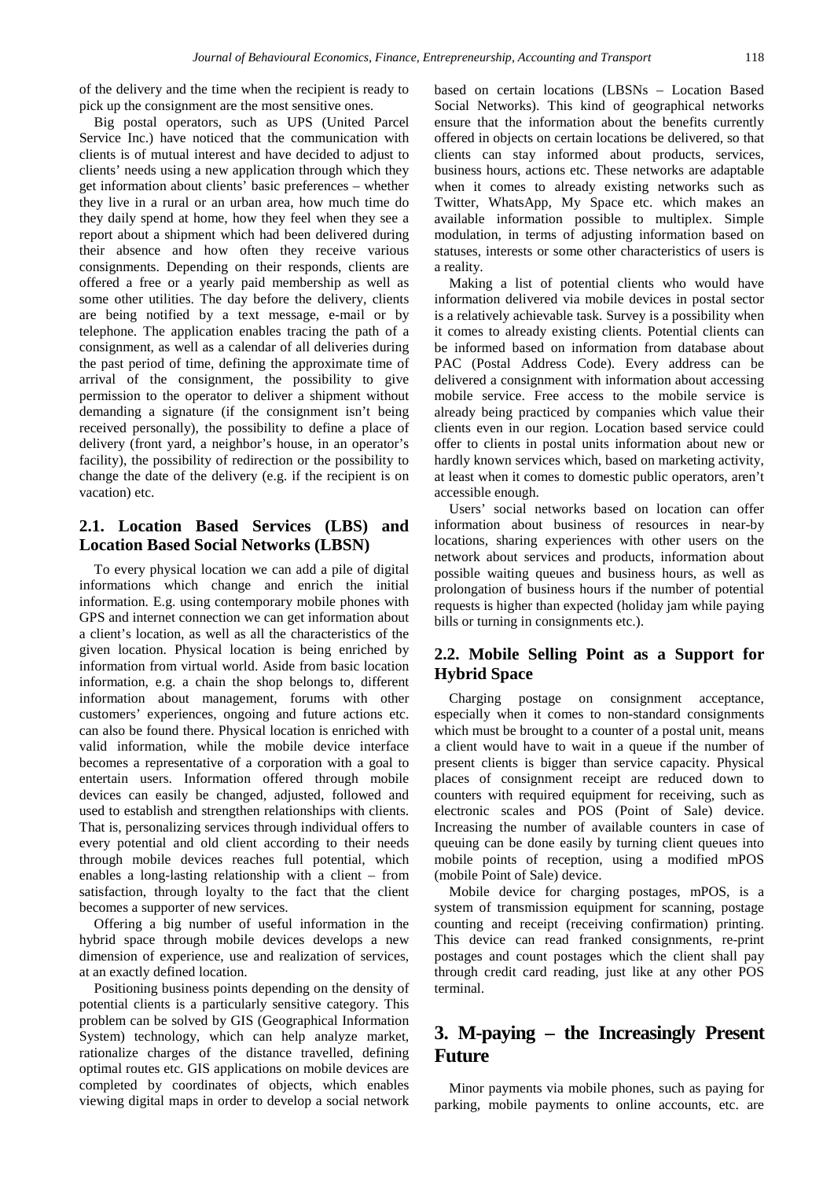of the delivery and the time when the recipient is ready to pick up the consignment are the most sensitive ones.

Big postal operators, such as UPS (United Parcel Service Inc.) have noticed that the communication with clients is of mutual interest and have decided to adjust to clients' needs using a new application through which they get information about clients' basic preferences – whether they live in a rural or an urban area, how much time do they daily spend at home, how they feel when they see a report about a shipment which had been delivered during their absence and how often they receive various consignments. Depending on their responds, clients are offered a free or a yearly paid membership as well as some other utilities. The day before the delivery, clients are being notified by a text message, e-mail or by telephone. The application enables tracing the path of a consignment, as well as a calendar of all deliveries during the past period of time, defining the approximate time of arrival of the consignment, the possibility to give permission to the operator to deliver a shipment without demanding a signature (if the consignment isn't being received personally), the possibility to define a place of delivery (front yard, a neighbor's house, in an operator's facility), the possibility of redirection or the possibility to change the date of the delivery (e.g. if the recipient is on vacation) etc.

## 2.1. Location Based Services (LBS) and Location Based Social Networks (LBSN)

To every physical location we can add a pile of digital informations which change and enrich the initial information. E.g. using contemporary mobile phones with GPS and internet connection we can get information about a client's location, as well as all the characteristics of the given location. Physical location is being enriched by information from virtual world. Aside from basic location information, e.g. a chain the shop belongs to, different information about management, forums with other customers' experiences, ongoing and future actions etc. can also be found there. Physical location is enriched with valid information, while the mobile device interface becomes a representative of a corporation with a goal to entertain users. Information offered through mobile devices can easily be changed, adjusted, followed and used to establish and strengthen relationships with clients. That is, personalizing services through individual offers to every potential and old client according to their needs through mobile devices reaches full potential, which enables a long-lasting relationship with a client – from satisfaction, through loyalty to the fact that the client becomes a supporter of new services.

Offering a big number of useful information in the hybrid space through mobile devices develops a new dimension of experience, use and realization of services, at an exactly defined location.

Positioning business points depending on the density of potential clients is a particularly sensitive category. This problem can be solved by GIS (Geographical Information System) technology, which can help analyze market, rationalize charges of the distance travelled, defining optimal routes etc. GIS applications on mobile devices are completed by coordinates of objects, which enables viewing digital maps in order to develop a social network based on certain locations (LBSNs – Location Based Social Networks). This kind of geographical networks ensure that the information about the benefits currently offered in objects on certain locations be delivered, so that clients can stay informed about products, services, business hours, actions etc. These networks are adaptable when it comes to already existing networks such as Twitter, WhatsApp, My Space etc. which makes an available information possible to multiplex. Simple modulation, in terms of adjusting information based on statuses, interests or some other characteristics of users is a reality.

Making a list of potential clients who would have information delivered via mobile devices in postal sector is a relatively achievable task. Survey is a possibility when it comes to already existing clients. Potential clients can be informed based on information from database about PAC (Postal Address Code). Every address can be delivered a consignment with information about accessing mobile service. Free access to the mobile service is already being practiced by companies which value their clients even in our region. Location based service could offer to clients in postal units information about new or hardly known services which, based on marketing activity, at least when it comes to domestic public operators, aren't accessible enough.

Users' social networks based on location can offer information about business of resources in near-by locations, sharing experiences with other users on the network about services and products, information about possible waiting queues and business hours, as well as prolongation of business hours if the number of potential requests is higher than expected (holiday jam while paying bills or turning in consignments etc.).

## 2.2. Mobile Selling Point as a Support for Hybrid Space

Charging postage on consignment acceptance, especially when it comes to non-standard consignments which must be brought to a counter of a postal unit, means a client would have to wait in a queue if the number of present clients is bigger than service capacity. Physical places of consignment receipt are reduced down to counters with required equipment for receiving, such as electronic scales and POS (Point of Sale) device. Increasing the number of available counters in case of queuing can be done easily by turning client queues into mobile points of reception, using a modified mPOS (mobile Point of Sale) device.

Mobile device for charging postages, mPOS, is a system of transmission equipment for scanning, postage counting and receipt (receiving confirmation) printing. This device can read franked consignments, re-print postages and count postages which the client shall pay through credit card reading, just like at any other POS terminal.

# 3. M-paying – the Increasingly Present Future

Minor payments via mobile phones, such as paying for parking, mobile payments to online accounts, etc. are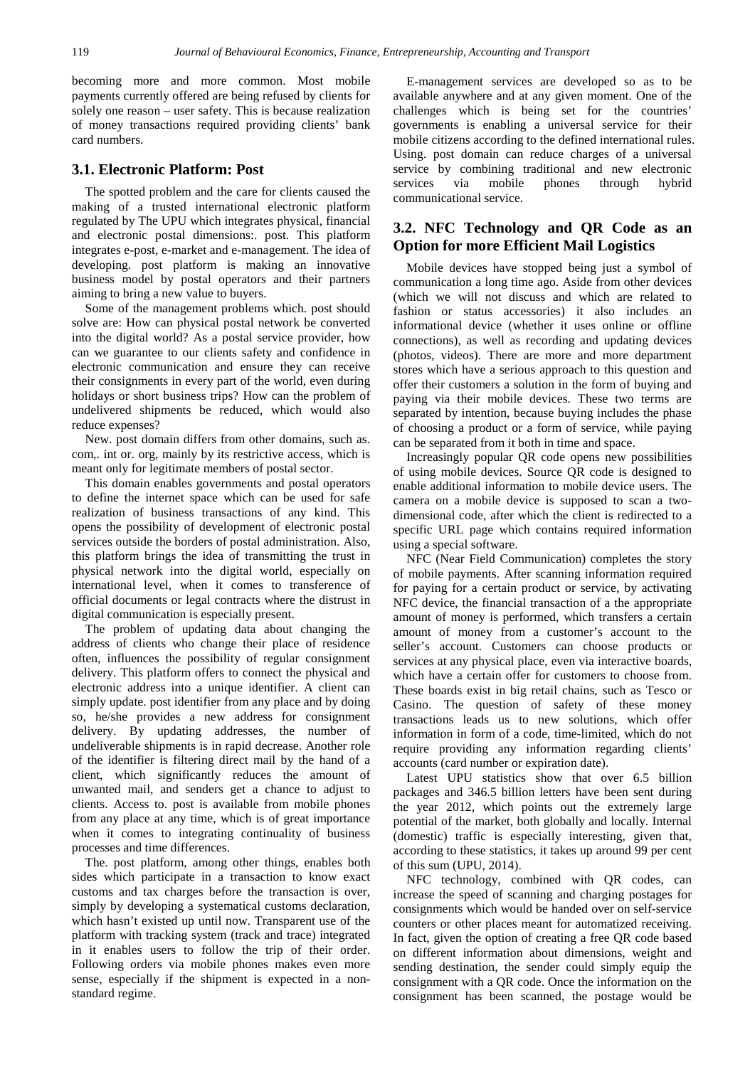becoming more and more common. Most mobile payments currently offered are being refused by clients for solely one reason – user safety. This is because realization of money transactions required providing clients' bank card numbers.

## 3.1. Electronic Platform: Post

The spotted problem and the care for clients caused the making of a trusted international electronic platform regulated by The UPU which integrates physical, financial and electronic postal dimensions:. post. This platform integrates e-post, e-market and e-management. The idea of developing. post platform is making an innovative business model by postal operators and their partners aiming to bring a new value to buyers.

Some of the management problems which. post should solve are: How can physical postal network be converted into the digital world? As a postal service provider, how can we guarantee to our clients safety and confidence in electronic communication and ensure they can receive their consignments in every part of the world, even during holidays or short business trips? How can the problem of undelivered shipments be reduced, which would also reduce expenses?

New. post domain differs from other domains, such as. com,. int or. org, mainly by its restrictive access, which is meant only for legitimate members of postal sector.

This domain enables governments and postal operators to define the internet space which can be used for safe realization of business transactions of any kind. This opens the possibility of development of electronic postal services outside the borders of postal administration. Also, this platform brings the idea of transmitting the trust in physical network into the digital world, especially on international level, when it comes to transference of official documents or legal contracts where the distrust in digital communication is especially present.

The problem of updating data about changing the address of clients who change their place of residence often, influences the possibility of regular consignment delivery. This platform offers to connect the physical and electronic address into a unique identifier. A client can simply update. post identifier from any place and by doing so, he/she provides a new address for consignment delivery. By updating addresses, the number of undeliverable shipments is in rapid decrease. Another role of the identifier is filtering direct mail by the hand of a client, which significantly reduces the amount of unwanted mail, and senders get a chance to adjust to clients. Access to. post is available from mobile phones from any place at any time, which is of great importance when it comes to integrating continuality of business processes and time differences.

The. post platform, among other things, enables both sides which participate in a transaction to know exact customs and tax charges before the transaction is over, simply by developing a systematical customs declaration, which hasn't existed up until now. Transparent use of the platform with tracking system (track and trace) integrated in it enables users to follow the trip of their order. Following orders via mobile phones makes even more sense, especially if the shipment is expected in a non-standard regime.

E-management services are developed so as to be available anywhere and at any given moment. One of the challenges which is being set for the countries' governments is enabling a universal service for their mobile citizens according to the defined international rules. Using. post domain can reduce charges of a universal service by combining traditional and new electronic services via mobile phones through hybrid communicational service.

## 3.2. NFC Technology and QR Code as an Option for more Efficient Mail Logistics

Mobile devices have stopped being just a symbol of communication a long time ago. Aside from other devices (which we will not discuss and which are related to fashion or status accessories) it also includes an informational device (whether it uses online or offline connections), as well as recording and updating devices (photos, videos). There are more and more department stores which have a serious approach to this question and offer their customers a solution in the form of buying and paying via their mobile devices. These two terms are separated by intention, because buying includes the phase of choosing a product or a form of service, while paying can be separated from it both in time and space.

Increasingly popular QR code opens new possibilities of using mobile devices. Source QR code is designed to enable additional information to mobile device users. The camera on a mobile device is supposed to scan a two-dimensional code, after which the client is redirected to a specific URL page which contains required information using a special software.

NFC (Near Field Communication) completes the story of mobile payments. After scanning information required for paying for a certain product or service, by activating NFC device, the financial transaction of a the appropriate amount of money is performed, which transfers a certain amount of money from a customer's account to the seller's account. Customers can choose products or services at any physical place, even via interactive boards, which have a certain offer for customers to choose from. These boards exist in big retail chains, such as Tesco or Casino. The question of safety of these money transactions leads us to new solutions, which offer information in form of a code, time-limited, which do not require providing any information regarding clients' accounts (card number or expiration date).

Latest UPU statistics show that over 6.5 billion packages and 346.5 billion letters have been sent during the year 2012, which points out the extremely large potential of the market, both globally and locally. Internal (domestic) traffic is especially interesting, given that, according to these statistics, it takes up around 99 per cent of this sum (UPU, 2014).

NFC technology, combined with QR codes, can increase the speed of scanning and charging postages for consignments which would be handed over on self-service counters or other places meant for automatized receiving. In fact, given the option of creating a free QR code based on different information about dimensions, weight and sending destination, the sender could simply equip the consignment with a QR code. Once the information on the consignment has been scanned, the postage would be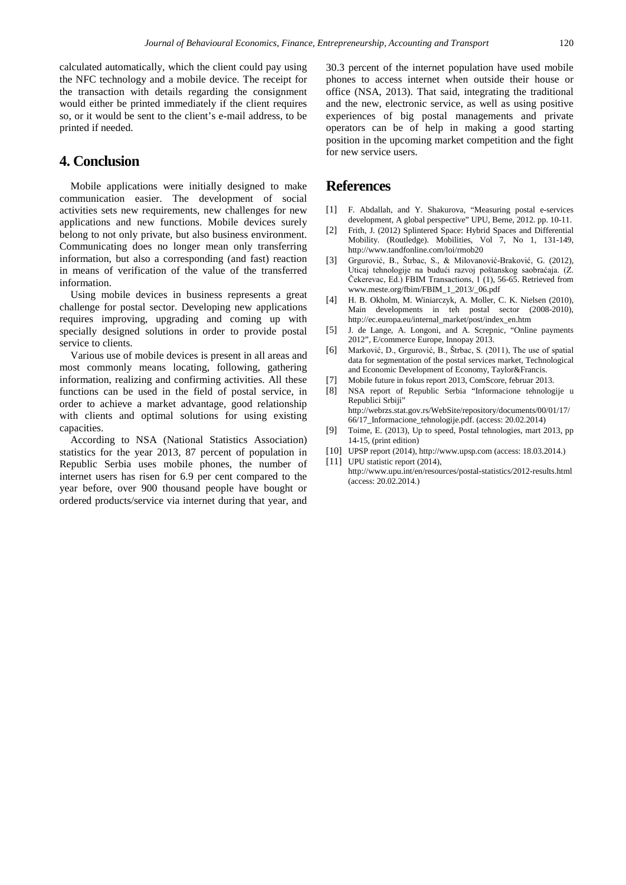calculated automatically, which the client could pay using the NFC technology and a mobile device. The receipt for the transaction with details regarding the consignment would either be printed immediately if the client requires so, or it would be sent to the client's e-mail address, to be printed if needed.

## 4. Conclusion

Mobile applications were initially designed to make communication easier. The development of social activities sets new requirements, new challenges for new applications and new functions. Mobile devices surely belong to not only private, but also business environment. Communicating does no longer mean only transferring information, but also a corresponding (and fast) reaction in means of verification of the value of the transferred information.

Using mobile devices in business represents a great challenge for postal sector. Developing new applications requires improving, upgrading and coming up with specially designed solutions in order to provide postal service to clients.

Various use of mobile devices is present in all areas and most commonly means locating, following, gathering information, realizing and confirming activities. All these functions can be used in the field of postal service, in order to achieve a market advantage, good relationship with clients and optimal solutions for using existing capacities.

According to NSA (National Statistics Association) statistics for the year 2013, 87 percent of population in Republic Serbia uses mobile phones, the number of internet users has risen for 6.9 per cent compared to the year before, over 900 thousand people have bought or ordered products/service via internet during that year, and 30.3 percent of the internet population have used mobile phones to access internet when outside their house or office (NSA, 2013). That said, integrating the traditional and the new, electronic service, as well as using positive experiences of big postal managements and private operators can be of help in making a good starting position in the upcoming market competition and the fight for new service users.

## References

[1] F. Abdallah, and Y. Shakurova, "Measuring postal e-services development, A global perspective" UPU, Berne, 2012. pp. 10-11.

[2] Frith, J. (2012) Splintered Space: Hybrid Spaces and Differential Mobility. (Routledge). Mobilities, Vol 7, No 1, 131-149, http://www.tandfonline.com/loi/rmob20

[3] Grgurović, B., Štrbac, S., & Milovanović-Braković, G. (2012), Uticaj tehnologije na budući razvoj poštanskog saobraćaja. (Z. Čekerevac, Ed.) FBIM Transactions, 1 (1), 56-65. Retrieved from www.meste.org/fbim/FBIM_1_2013/_06.pdf

[4] H. B. Okholm, M. Winiarczyk, A. Moller, C. K. Nielsen (2010), Main developments in teh postal sector (2008-2010), http://ec.europa.eu/internal_market/post/index_en.htm

[5] J. de Lange, A. Longoni, and A. Screpnic, "Online payments 2012", E/commerce Europe, Innopay 2013.

[6] Marković, D., Grgurović, B., Štrbac, S. (2011), The use of spatial data for segmentation of the postal services market, Technological and Economic Development of Economy, Taylor&Francis.

[7] Mobile future in fokus report 2013, ComScore, februar 2013.

[8] NSA report of Republic Serbia "Informacione tehnologije u Republici Srbiji" http://webrzs.stat.gov.rs/WebSite/repository/documents/00/01/17/66/17_Informacione_tehnologije.pdf. (access: 20.02.2014)

[9] Toime, E. (2013), Up to speed, Postal tehnologies, mart 2013, pp 14-15, (print edition)

[10] UPSP report (2014), http://www.upsp.com (access: 18.03.2014.)

[11] UPU statistic report (2014), http://www.upu.int/en/resources/postal-statistics/2012-results.html (access: 20.02.2014.)